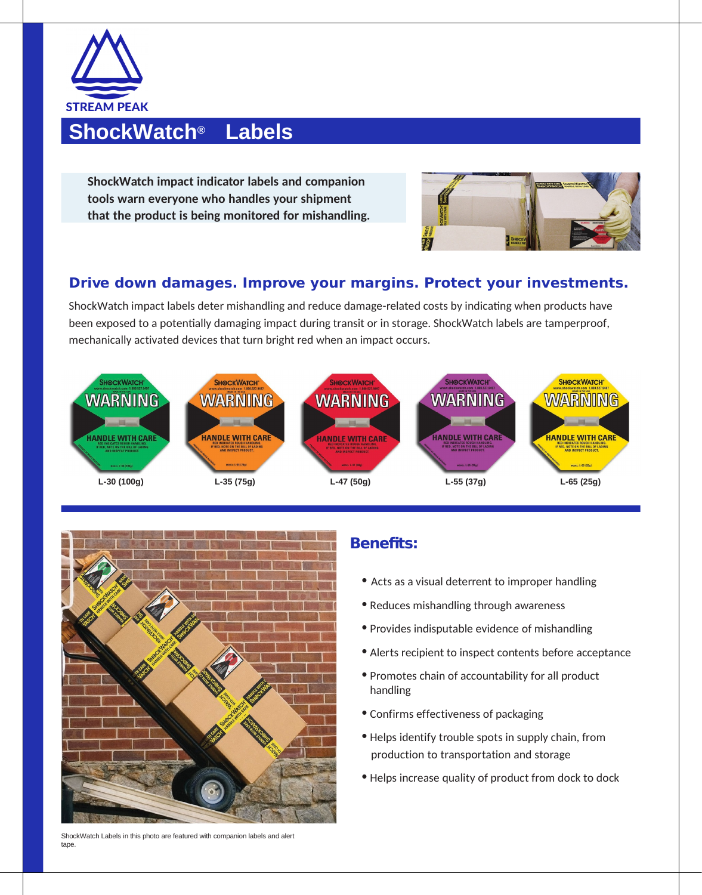STREAM PEAK

# ShockWatch® Labels

**ShockWatch impact indicator labels and companion tools warn everyone who handles your shipment that the product is being monitored for mishandling.**

## Drive down damages. Improve your margins. Protect your investments.

ShockWatch impact labels deter mishandling and reduce damage-related costs by indicating when products have been exposed to a potentially damaging impact during transit or in storage. ShockWatch labels are tamperproof, mechanically activated devices that turn bright red when an impact occurs.

L-30 (100g) | L-35 (75g) | L-47 (50g) | L-55 (37g) | L-65 (25g)

## Benefits:

- Acts as a visual deterrent to improper handling
- Reduces mishandling through awareness
- Provides indisputable evidence of mishandling
- Alerts recipient to inspect contents before acceptance
- Promotes chain of accountability for all product handling
- Confirms effectiveness of packaging
- Helps identify trouble spots in supply chain, from production to transportation and storage
- Helps increase quality of product from dock to dock

ShockWatch Labels in this photo are featured with companion labels and alert tape.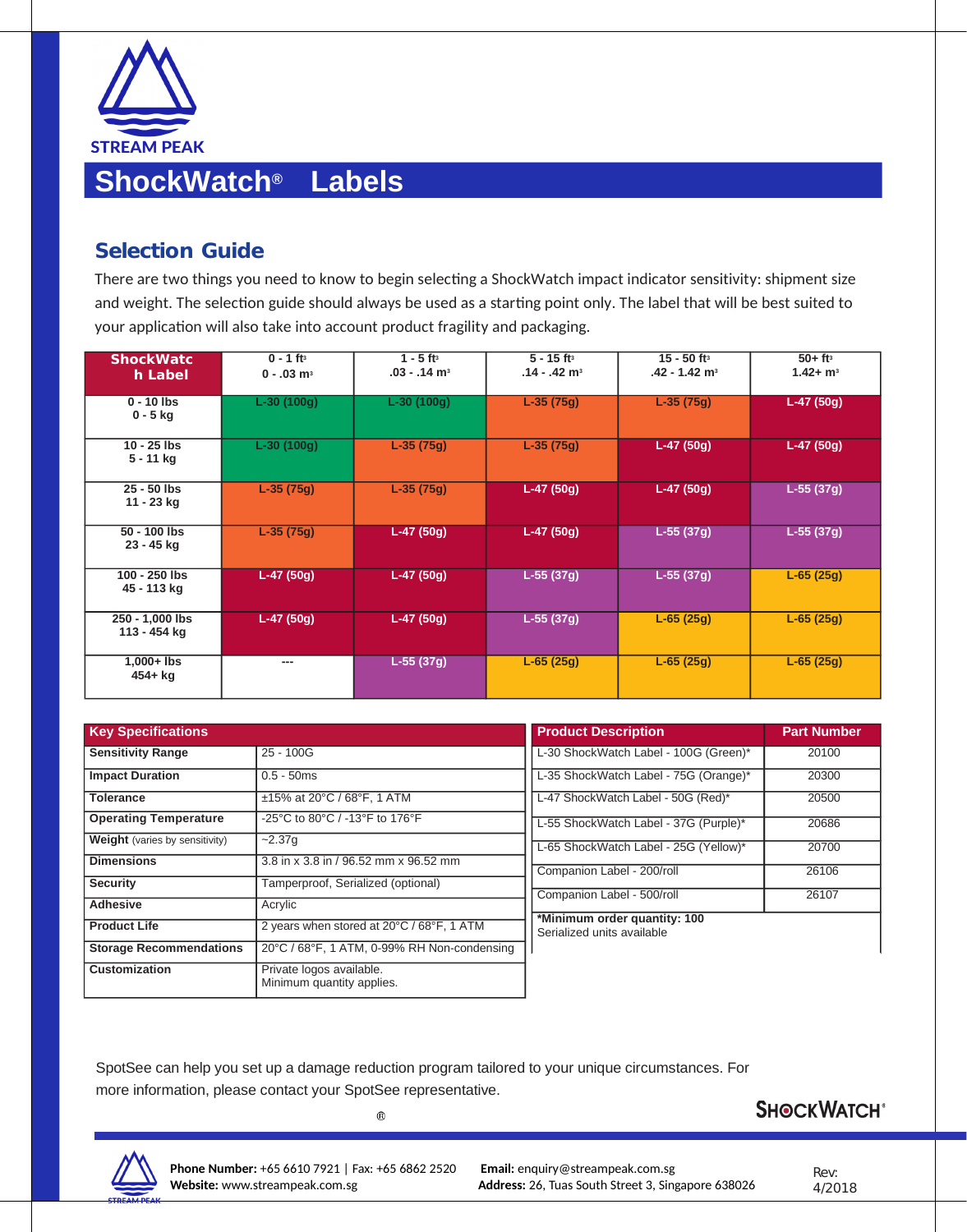STREAM PEAK

# ShockWatch® Labels

## Selection Guide

There are two things you need to know to begin selecting a ShockWatch impact indicator sensitivity: shipment size and weight. The selection guide should always be used as a starting point only. The label that will be best suited to your application will also take into account product fragility and packaging.

| ShockWatch Label | 0 - 1 ft³<br>0 - .03 m³ | 1 - 5 ft³<br>.03 - .14 m³ | 5 - 15 ft³<br>.14 - .42 m³ | 15 - 50 ft³<br>.42 - 1.42 m³ | 50+ ft³<br>1.42+ m³ |
|---|---|---|---|---|---|
| 0 - 10 lbs<br>0 - 5 kg | L-30 (100g) | L-30 (100g) | L-35 (75g) | L-35 (75g) | L-47 (50g) |
| 10 - 25 lbs<br>5 - 11 kg | L-30 (100g) | L-35 (75g) | L-35 (75g) | L-47 (50g) | L-47 (50g) |
| 25 - 50 lbs<br>11 - 23 kg | L-35 (75g) | L-35 (75g) | L-47 (50g) | L-47 (50g) | L-55 (37g) |
| 50 - 100 lbs<br>23 - 45 kg | L-35 (75g) | L-47 (50g) | L-47 (50g) | L-55 (37g) | L-55 (37g) |
| 100 - 250 lbs<br>45 - 113 kg | L-47 (50g) | L-47 (50g) | L-55 (37g) | L-55 (37g) | L-65 (25g) |
| 250 - 1,000 lbs<br>113 - 454 kg | L-47 (50g) | L-47 (50g) | L-55 (37g) | L-65 (25g) | L-65 (25g) |
| 1,000+ lbs<br>454+ kg | --- | L-55 (37g) | L-65 (25g) | L-65 (25g) | L-65 (25g) |

| Key Specifications | |
|---|---|
| **Sensitivity Range** | 25 - 100G |
| **Impact Duration** | 0.5 - 50ms |
| **Tolerance** | ±15% at 20°C / 68°F, 1 ATM |
| **Operating Temperature** | -25°C to 80°C / -13°F to 176°F |
| **Weight** (varies by sensitivity) | ~2.37g |
| **Dimensions** | 3.8 in x 3.8 in / 96.52 mm x 96.52 mm |
| **Security** | Tamperproof, Serialized (optional) |
| **Adhesive** | Acrylic |
| **Product Life** | 2 years when stored at 20°C / 68°F, 1 ATM |
| **Storage Recommendations** | 20°C / 68°F, 1 ATM, 0-99% RH Non-condensing |
| **Customization** | Private logos available.<br>Minimum quantity applies. |

| Product Description | Part Number |
|---|---|
| L-30 ShockWatch Label - 100G (Green)* | 20100 |
| L-35 ShockWatch Label - 75G (Orange)* | 20300 |
| L-47 ShockWatch Label - 50G (Red)* | 20500 |
| L-55 ShockWatch Label - 37G (Purple)* | 20686 |
| L-65 ShockWatch Label - 25G (Yellow)* | 20700 |
| Companion Label - 200/roll | 26106 |
| Companion Label - 500/roll | 26107 |

**\*Minimum order quantity: 100**
Serialized units available

SpotSee can help you set up a damage reduction program tailored to your unique circumstances. For more information, please contact your SpotSee representative.

SHOCKWATCH®

**Phone Number:** +65 6610 7921 | Fax: +65 6862 2520
**Website:** www.streampeak.com.sg

**Email:** enquiry@streampeak.com.sg
**Address:** 26, Tuas South Street 3, Singapore 638026

Rev:
4/2018